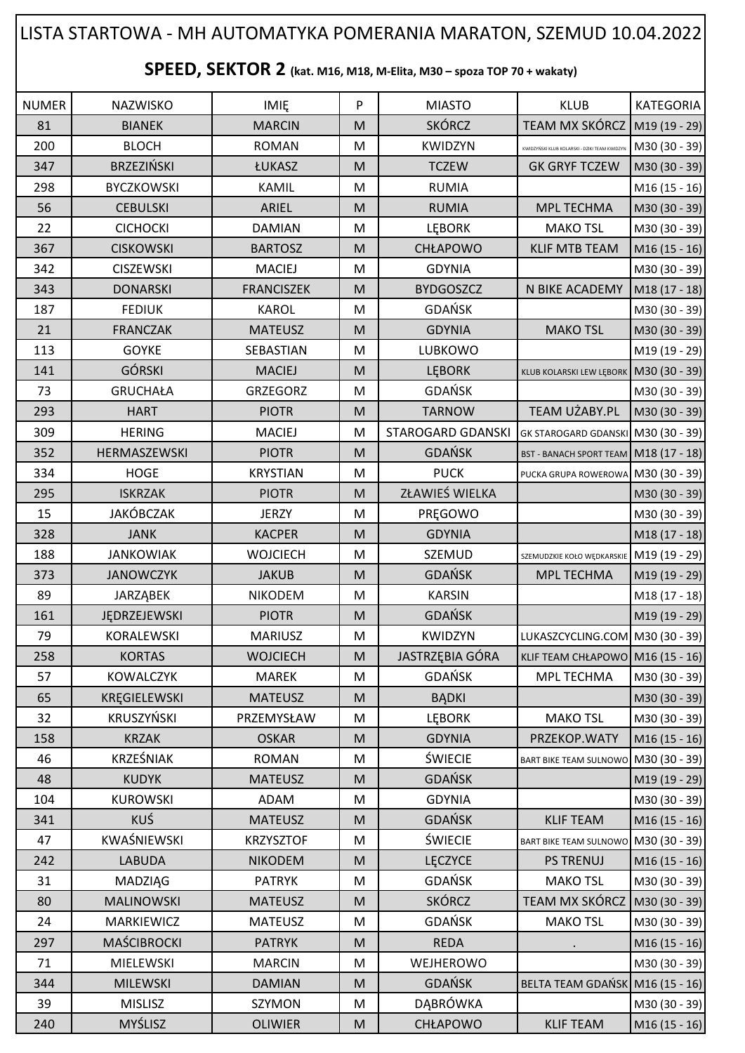# LISTA STARTOWA - MH AUTOMATYKA POMERANIA MARATON, SZEMUD 10.04.2022

## SPEED, SEKTOR 2 (kat. M16, M18, M-Elita, M30 – spoza TOP 70 + wakaty)

| NUMER | NAZWISKO | IMIĘ | P | MIASTO | KLUB | KATEGORIA |
|---|---|---|---|---|---|---|
| 81 | BIANEK | MARCIN | M | SKÓRCZ | TEAM MX SKÓRCZ | M19 (19 - 29) |
| 200 | BLOCH | ROMAN | M | KWIDZYN | KWIDZYŃSKI KLUB KOLARSKI - DZIKI TEAM KWIDZYN | M30 (30 - 39) |
| 347 | BRZEZIŃSKI | ŁUKASZ | M | TCZEW | GK GRYF TCZEW | M30 (30 - 39) |
| 298 | BYCZKOWSKI | KAMIL | M | RUMIA | | M16 (15 - 16) |
| 56 | CEBULSKI | ARIEL | M | RUMIA | MPL TECHMA | M30 (30 - 39) |
| 22 | CICHOCKI | DAMIAN | M | LĘBORK | MAKO TSL | M30 (30 - 39) |
| 367 | CISKOWSKI | BARTOSZ | M | CHŁAPOWO | KLIF MTB TEAM | M16 (15 - 16) |
| 342 | CISZEWSKI | MACIEJ | M | GDYNIA | | M30 (30 - 39) |
| 343 | DONARSKI | FRANCISZEK | M | BYDGOSZCZ | N BIKE ACADEMY | M18 (17 - 18) |
| 187 | FEDIUK | KAROL | M | GDAŃSK | | M30 (30 - 39) |
| 21 | FRANCZAK | MATEUSZ | M | GDYNIA | MAKO TSL | M30 (30 - 39) |
| 113 | GOYKE | SEBASTIAN | M | LUBKOWO | | M19 (19 - 29) |
| 141 | GÓRSKI | MACIEJ | M | LĘBORK | KLUB KOLARSKI LEW LĘBORK | M30 (30 - 39) |
| 73 | GRUCHAŁA | GRZEGORZ | M | GDAŃSK | | M30 (30 - 39) |
| 293 | HART | PIOTR | M | TARNOW | TEAM UŻABY.PL | M30 (30 - 39) |
| 309 | HERING | MACIEJ | M | STAROGARD GDANSKI | GK STAROGARD GDANSKI | M30 (30 - 39) |
| 352 | HERMASZEWSKI | PIOTR | M | GDAŃSK | BST - BANACH SPORT TEAM | M18 (17 - 18) |
| 334 | HOGE | KRYSTIAN | M | PUCK | PUCKA GRUPA ROWEROWA | M30 (30 - 39) |
| 295 | ISKRZAK | PIOTR | M | ZŁAWIEŚ WIELKA | | M30 (30 - 39) |
| 15 | JAKÓBCZAK | JERZY | M | PRĘGOWO | | M30 (30 - 39) |
| 328 | JANK | KACPER | M | GDYNIA | | M18 (17 - 18) |
| 188 | JANKOWIAK | WOJCIECH | M | SZEMUD | SZEMUDZKIE KOŁO WĘDKARSKIE | M19 (19 - 29) |
| 373 | JANOWCZYK | JAKUB | M | GDAŃSK | MPL TECHMA | M19 (19 - 29) |
| 89 | JARZĄBEK | NIKODEM | M | KARSIN | | M18 (17 - 18) |
| 161 | JĘDRZEJEWSKI | PIOTR | M | GDAŃSK | | M19 (19 - 29) |
| 79 | KORALEWSKI | MARIUSZ | M | KWIDZYN | LUKASZCYCLING.COM | M30 (30 - 39) |
| 258 | KORTAS | WOJCIECH | M | JASTRZĘBIA GÓRA | KLIF TEAM CHŁAPOWO | M16 (15 - 16) |
| 57 | KOWALCZYK | MAREK | M | GDAŃSK | MPL TECHMA | M30 (30 - 39) |
| 65 | KRĘGIELEWSKI | MATEUSZ | M | BĄDKI | | M30 (30 - 39) |
| 32 | KRUSZYŃSKI | PRZEMYSŁAW | M | LĘBORK | MAKO TSL | M30 (30 - 39) |
| 158 | KRZAK | OSKAR | M | GDYNIA | PRZEKOP.WATY | M16 (15 - 16) |
| 46 | KRZEŚNIAK | ROMAN | M | ŚWIECIE | BART BIKE TEAM SULNOWO | M30 (30 - 39) |
| 48 | KUDYK | MATEUSZ | M | GDAŃSK | | M19 (19 - 29) |
| 104 | KUROWSKI | ADAM | M | GDYNIA | | M30 (30 - 39) |
| 341 | KUŚ | MATEUSZ | M | GDAŃSK | KLIF TEAM | M16 (15 - 16) |
| 47 | KWAŚNIEWSKI | KRZYSZTOF | M | ŚWIECIE | BART BIKE TEAM SULNOWO | M30 (30 - 39) |
| 242 | LABUDA | NIKODEM | M | LĘCZYCE | PS TRENUJ | M16 (15 - 16) |
| 31 | MADZIĄG | PATRYK | M | GDAŃSK | MAKO TSL | M30 (30 - 39) |
| 80 | MALINOWSKI | MATEUSZ | M | SKÓRCZ | TEAM MX SKÓRCZ | M30 (30 - 39) |
| 24 | MARKIEWICZ | MATEUSZ | M | GDAŃSK | MAKO TSL | M30 (30 - 39) |
| 297 | MAŚCIBROCKI | PATRYK | M | REDA | . | M16 (15 - 16) |
| 71 | MIELEWSKI | MARCIN | M | WEJHEROWO | | M30 (30 - 39) |
| 344 | MILEWSKI | DAMIAN | M | GDAŃSK | BELTA TEAM GDAŃSK | M16 (15 - 16) |
| 39 | MISLISZ | SZYMON | M | DĄBRÓWKA | | M30 (30 - 39) |
| 240 | MYŚLISZ | OLIWIER | M | CHŁAPOWO | KLIF TEAM | M16 (15 - 16) |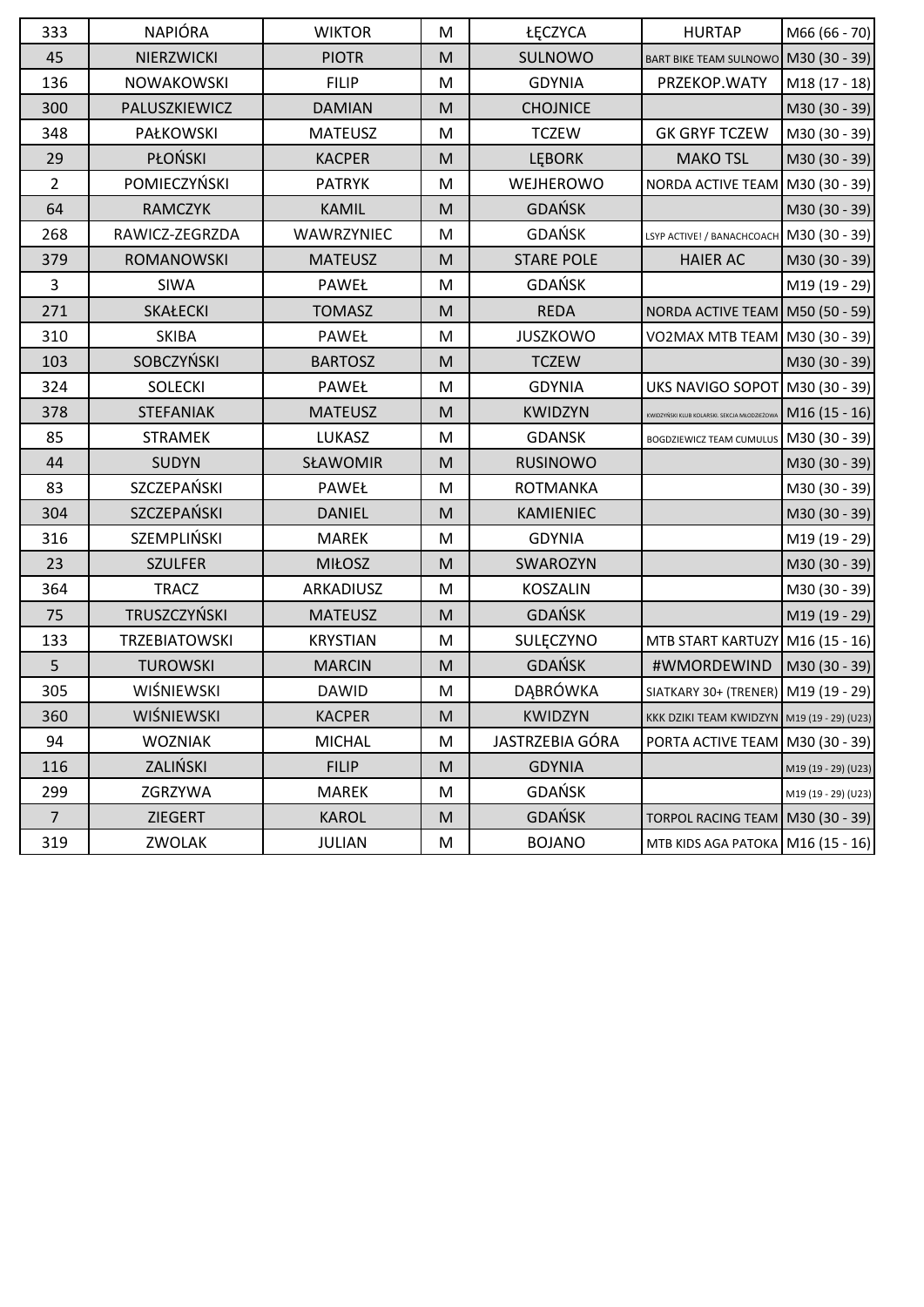| | | | | | | |
|---|---|---|---|---|---|---|
| 333 | NAPIÓRA | WIKTOR | M | ŁĘCZYCA | HURTAP | M66 (66 - 70) |
| 45 | NIERZWICKI | PIOTR | M | SULNOWO | BART BIKE TEAM SULNOWO | M30 (30 - 39) |
| 136 | NOWAKOWSKI | FILIP | M | GDYNIA | PRZEKOP.WATY | M18 (17 - 18) |
| 300 | PALUSZKIEWICZ | DAMIAN | M | CHOJNICE | | M30 (30 - 39) |
| 348 | PAŁKOWSKI | MATEUSZ | M | TCZEW | GK GRYF TCZEW | M30 (30 - 39) |
| 29 | PŁOŃSKI | KACPER | M | LĘBORK | MAKO TSL | M30 (30 - 39) |
| 2 | POMIECZYŃSKI | PATRYK | M | WEJHEROWO | NORDA ACTIVE TEAM | M30 (30 - 39) |
| 64 | RAMCZYK | KAMIL | M | GDAŃSK | | M30 (30 - 39) |
| 268 | RAWICZ-ZEGRZDA | WAWRZYNIEC | M | GDAŃSK | LSYP ACTIVE! / BANACHCOACH | M30 (30 - 39) |
| 379 | ROMANOWSKI | MATEUSZ | M | STARE POLE | HAIER AC | M30 (30 - 39) |
| 3 | SIWA | PAWEŁ | M | GDAŃSK | | M19 (19 - 29) |
| 271 | SKAŁECKI | TOMASZ | M | REDA | NORDA ACTIVE TEAM | M50 (50 - 59) |
| 310 | SKIBA | PAWEŁ | M | JUSZKOWO | VO2MAX MTB TEAM | M30 (30 - 39) |
| 103 | SOBCZYŃSKI | BARTOSZ | M | TCZEW | | M30 (30 - 39) |
| 324 | SOLECKI | PAWEŁ | M | GDYNIA | UKS NAVIGO SOPOT | M30 (30 - 39) |
| 378 | STEFANIAK | MATEUSZ | M | KWIDZYN | KWIDZYŃSKI KLUB KOLARSKI. SEKCJA MŁODZIEŻOWA | M16 (15 - 16) |
| 85 | STRAMEK | LUKASZ | M | GDANSK | BOGDZIEWICZ TEAM CUMULUS | M30 (30 - 39) |
| 44 | SUDYN | SŁAWOMIR | M | RUSINOWO | | M30 (30 - 39) |
| 83 | SZCZEPAŃSKI | PAWEŁ | M | ROTMANKA | | M30 (30 - 39) |
| 304 | SZCZEPAŃSKI | DANIEL | M | KAMIENIEC | | M30 (30 - 39) |
| 316 | SZEMPLIŃSKI | MAREK | M | GDYNIA | | M19 (19 - 29) |
| 23 | SZULFER | MIŁOSZ | M | SWAROZYN | | M30 (30 - 39) |
| 364 | TRACZ | ARKADIUSZ | M | KOSZALIN | | M30 (30 - 39) |
| 75 | TRUSZCZYŃSKI | MATEUSZ | M | GDAŃSK | | M19 (19 - 29) |
| 133 | TRZEBIATOWSKI | KRYSTIAN | M | SULĘCZYNO | MTB START KARTUZY | M16 (15 - 16) |
| 5 | TUROWSKI | MARCIN | M | GDAŃSK | #WMORDEWIND | M30 (30 - 39) |
| 305 | WIŚNIEWSKI | DAWID | M | DĄBRÓWKA | SIATKARY 30+ (TRENER) | M19 (19 - 29) |
| 360 | WIŚNIEWSKI | KACPER | M | KWIDZYN | KKK DZIKI TEAM KWIDZYN | M19 (19 - 29) (U23) |
| 94 | WOZNIAK | MICHAL | M | JASTRZEBIA GÓRA | PORTA ACTIVE TEAM | M30 (30 - 39) |
| 116 | ZALIŃSKI | FILIP | M | GDYNIA | | M19 (19 - 29) (U23) |
| 299 | ZGRZYWA | MAREK | M | GDAŃSK | | M19 (19 - 29) (U23) |
| 7 | ZIEGERT | KAROL | M | GDAŃSK | TORPOL RACING TEAM | M30 (30 - 39) |
| 319 | ZWOLAK | JULIAN | M | BOJANO | MTB KIDS AGA PATOKA | M16 (15 - 16) |